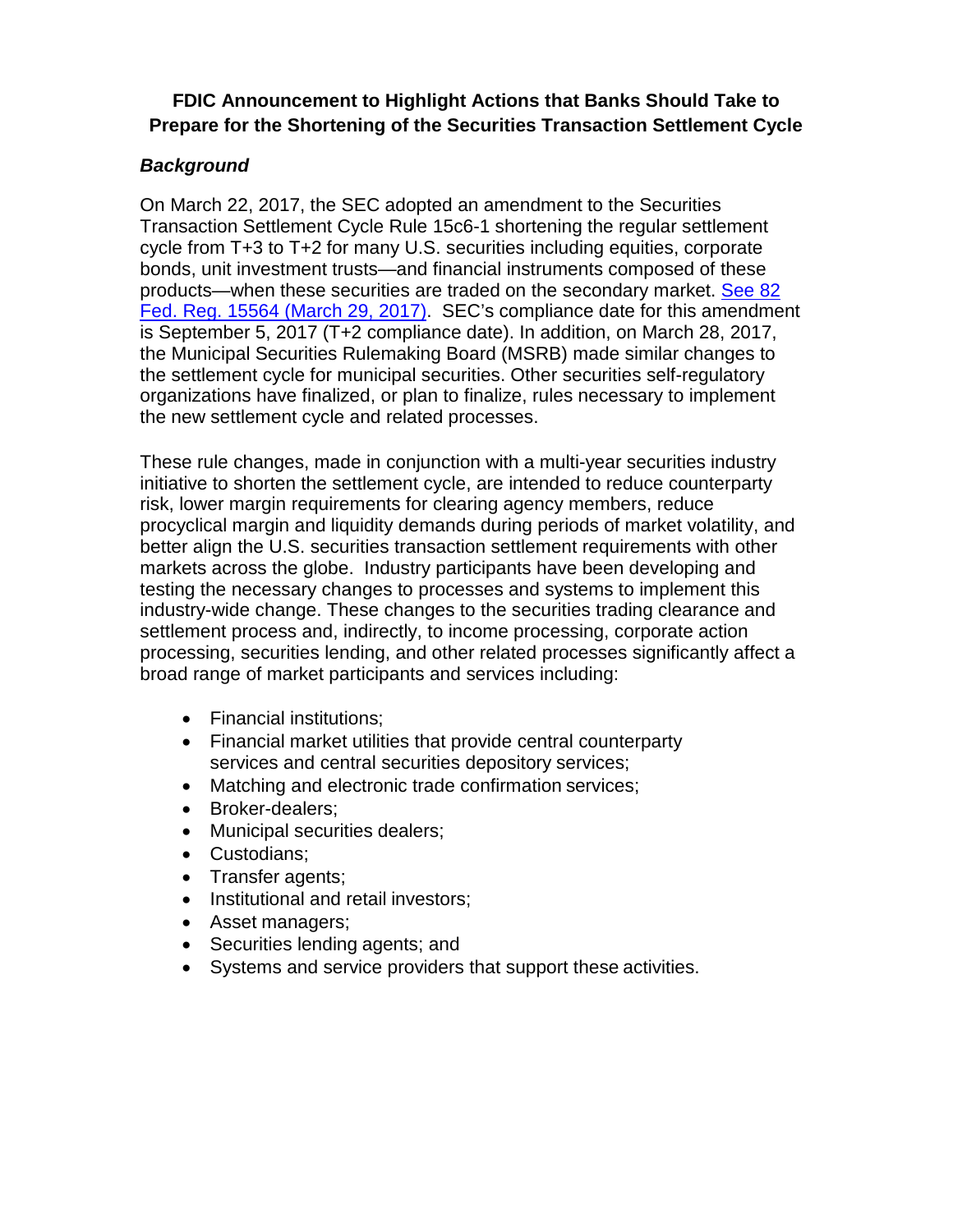**FDIC Announcement to Highlight Actions that Banks Should Take to Prepare for the Shortening of the Securities Transaction Settlement Cycle**

***Background***

On March 22, 2017, the SEC adopted an amendment to the Securities Transaction Settlement Cycle Rule 15c6-1 shortening the regular settlement cycle from T+3 to T+2 for many U.S. securities including equities, corporate bonds, unit investment trusts—and financial instruments composed of these products—when these securities are traded on the secondary market. See 82 Fed. Reg. 15564 (March 29, 2017). SEC's compliance date for this amendment is September 5, 2017 (T+2 compliance date). In addition, on March 28, 2017, the Municipal Securities Rulemaking Board (MSRB) made similar changes to the settlement cycle for municipal securities. Other securities self-regulatory organizations have finalized, or plan to finalize, rules necessary to implement the new settlement cycle and related processes.

These rule changes, made in conjunction with a multi-year securities industry initiative to shorten the settlement cycle, are intended to reduce counterparty risk, lower margin requirements for clearing agency members, reduce procyclical margin and liquidity demands during periods of market volatility, and better align the U.S. securities transaction settlement requirements with other markets across the globe. Industry participants have been developing and testing the necessary changes to processes and systems to implement this industry-wide change. These changes to the securities trading clearance and settlement process and, indirectly, to income processing, corporate action processing, securities lending, and other related processes significantly affect a broad range of market participants and services including:

- Financial institutions;
- Financial market utilities that provide central counterparty services and central securities depository services;
- Matching and electronic trade confirmation services;
- Broker-dealers;
- Municipal securities dealers;
- Custodians;
- Transfer agents;
- Institutional and retail investors;
- Asset managers;
- Securities lending agents; and
- Systems and service providers that support these activities.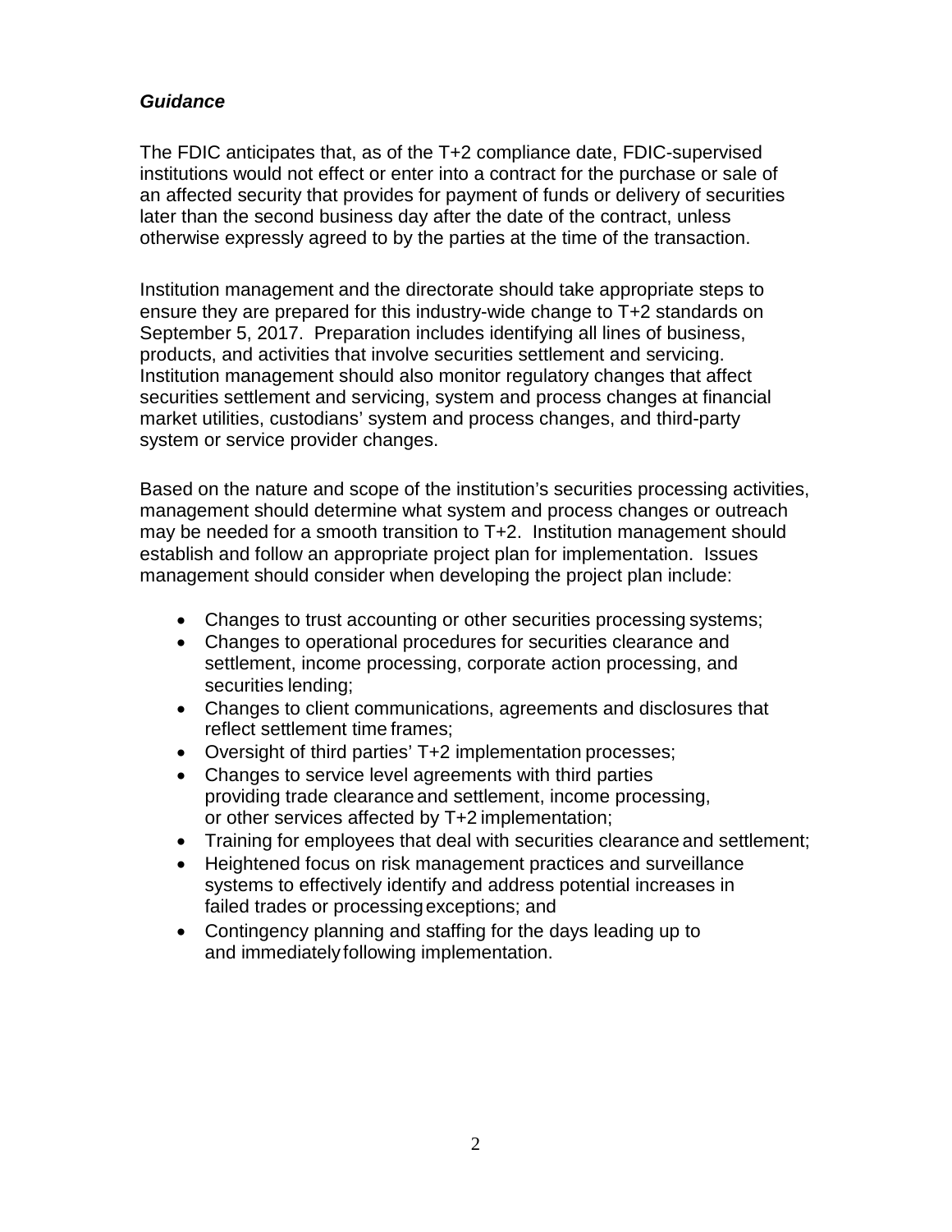***Guidance***

The FDIC anticipates that, as of the T+2 compliance date, FDIC-supervised institutions would not effect or enter into a contract for the purchase or sale of an affected security that provides for payment of funds or delivery of securities later than the second business day after the date of the contract, unless otherwise expressly agreed to by the parties at the time of the transaction.

Institution management and the directorate should take appropriate steps to ensure they are prepared for this industry-wide change to T+2 standards on September 5, 2017. Preparation includes identifying all lines of business, products, and activities that involve securities settlement and servicing. Institution management should also monitor regulatory changes that affect securities settlement and servicing, system and process changes at financial market utilities, custodians' system and process changes, and third-party system or service provider changes.

Based on the nature and scope of the institution's securities processing activities, management should determine what system and process changes or outreach may be needed for a smooth transition to T+2. Institution management should establish and follow an appropriate project plan for implementation. Issues management should consider when developing the project plan include:

- Changes to trust accounting or other securities processing systems;
- Changes to operational procedures for securities clearance and settlement, income processing, corporate action processing, and securities lending;
- Changes to client communications, agreements and disclosures that reflect settlement time frames;
- Oversight of third parties' T+2 implementation processes;
- Changes to service level agreements with third parties providing trade clearance and settlement, income processing, or other services affected by T+2 implementation;
- Training for employees that deal with securities clearance and settlement;
- Heightened focus on risk management practices and surveillance systems to effectively identify and address potential increases in failed trades or processing exceptions; and
- Contingency planning and staffing for the days leading up to and immediately following implementation.